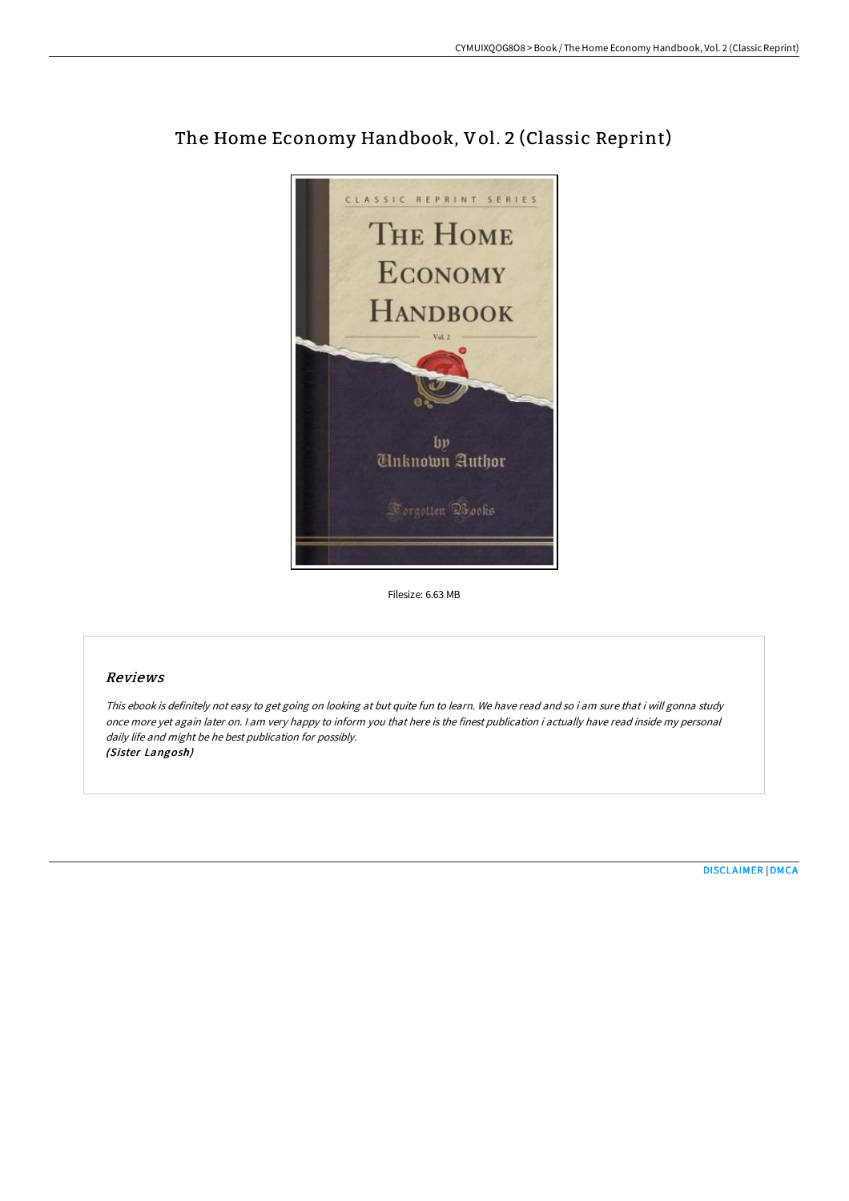# The Home Economy Handbook, Vol. 2 (Classic Reprint)

Filesize: 6.63 MB

## Reviews

*This ebook is definitely not easy to get going on looking at but quite fun to learn. We have read and so i am sure that i will gonna study once more yet again later on. I am very happy to inform you that here is the finest publication i actually have read inside my personal daily life and might be he best publication for possibly.*
*(Sister Langosh)*

DISCLAIMER | DMCA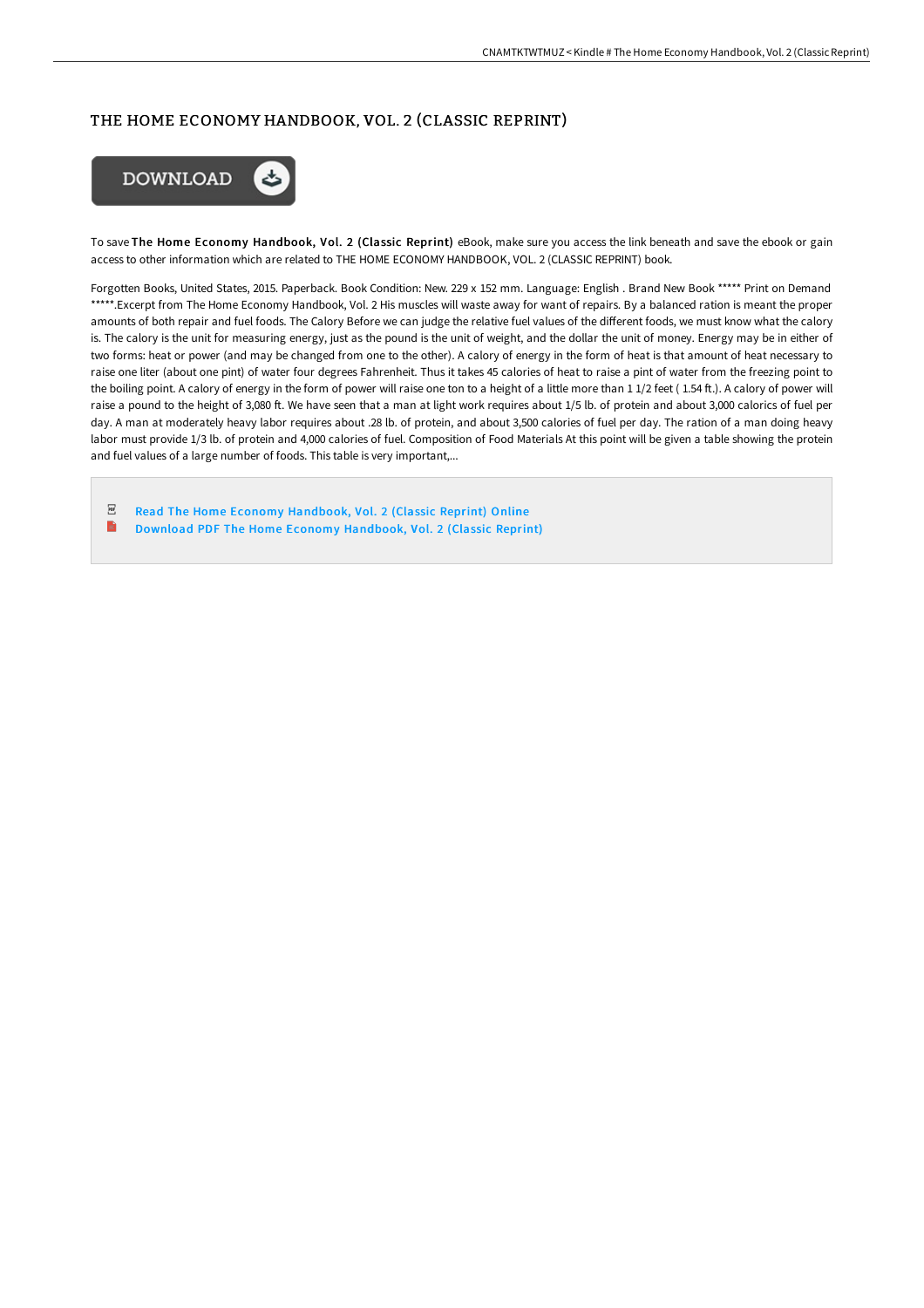# THE HOME ECONOMY HANDBOOK, VOL. 2 (CLASSIC REPRINT)

To save **The Home Economy Handbook, Vol. 2 (Classic Reprint)** eBook, make sure you access the link beneath and save the ebook or gain access to other information which are related to THE HOME ECONOMY HANDBOOK, VOL. 2 (CLASSIC REPRINT) book.

Forgotten Books, United States, 2015. Paperback. Book Condition: New. 229 x 152 mm. Language: English . Brand New Book ***** Print on Demand *****.Excerpt from The Home Economy Handbook, Vol. 2 His muscles will waste away for want of repairs. By a balanced ration is meant the proper amounts of both repair and fuel foods. The Calory Before we can judge the relative fuel values of the different foods, we must know what the calory is. The calory is the unit for measuring energy, just as the pound is the unit of weight, and the dollar the unit of money. Energy may be in either of two forms: heat or power (and may be changed from one to the other). A calory of energy in the form of heat is that amount of heat necessary to raise one liter (about one pint) of water four degrees Fahrenheit. Thus it takes 45 calories of heat to raise a pint of water from the freezing point to the boiling point. A calory of energy in the form of power will raise one ton to a height of a little more than 1 1/2 feet ( 1.54 ft.). A calory of power will raise a pound to the height of 3,080 ft. We have seen that a man at light work requires about 1/5 lb. of protein and about 3,000 calorics of fuel per day. A man at moderately heavy labor requires about .28 lb. of protein, and about 3,500 calories of fuel per day. The ration of a man doing heavy labor must provide 1/3 lb. of protein and 4,000 calories of fuel. Composition of Food Materials At this point will be given a table showing the protein and fuel values of a large number of foods. This table is very important,...

- Read The Home Economy Handbook, Vol. 2 (Classic Reprint) Online
- Download PDF The Home Economy Handbook, Vol. 2 (Classic Reprint)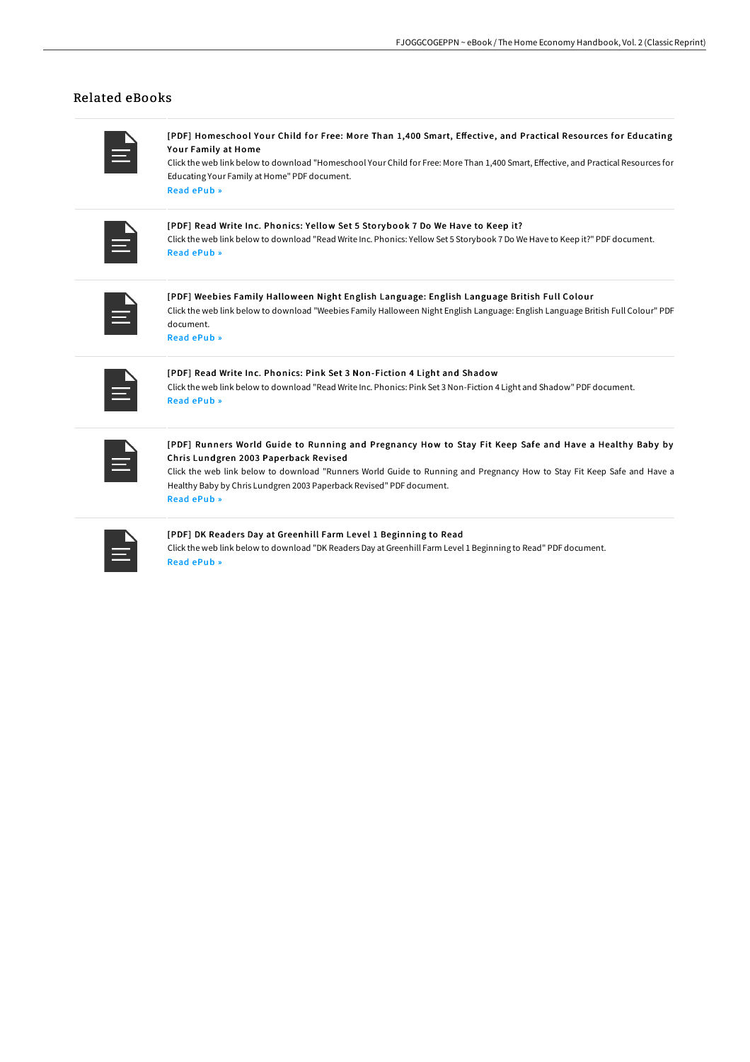## Related eBooks

**[PDF] Homeschool Your Child for Free: More Than 1,400 Smart, Effective, and Practical Resources for Educating Your Family at Home**

Click the web link below to download "Homeschool Your Child for Free: More Than 1,400 Smart, Effective, and Practical Resources for Educating Your Family at Home" PDF document.

Read ePub »

**[PDF] Read Write Inc. Phonics: Yellow Set 5 Storybook 7 Do We Have to Keep it?**

Click the web link below to download "Read Write Inc. Phonics: Yellow Set 5 Storybook 7 Do We Have to Keep it?" PDF document.

Read ePub »

**[PDF] Weebies Family Halloween Night English Language: English Language British Full Colour**

Click the web link below to download "Weebies Family Halloween Night English Language: English Language British Full Colour" PDF document.

Read ePub »

**[PDF] Read Write Inc. Phonics: Pink Set 3 Non-Fiction 4 Light and Shadow**

Click the web link below to download "Read Write Inc. Phonics: Pink Set 3 Non-Fiction 4 Light and Shadow" PDF document.

Read ePub »

**[PDF] Runners World Guide to Running and Pregnancy How to Stay Fit Keep Safe and Have a Healthy Baby by Chris Lundgren 2003 Paperback Revised**

Click the web link below to download "Runners World Guide to Running and Pregnancy How to Stay Fit Keep Safe and Have a Healthy Baby by Chris Lundgren 2003 Paperback Revised" PDF document.

Read ePub »

**[PDF] DK Readers Day at Greenhill Farm Level 1 Beginning to Read**

Click the web link below to download "DK Readers Day at Greenhill Farm Level 1 Beginning to Read" PDF document.

Read ePub »